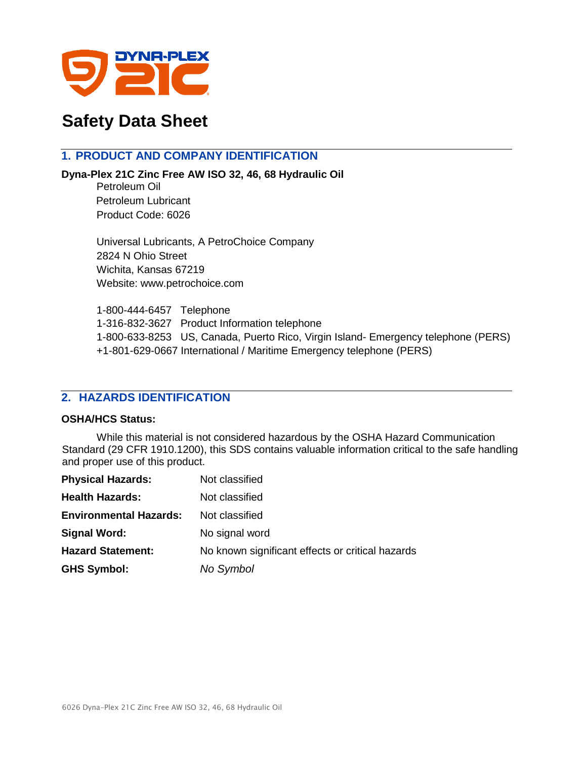# Safety Data Sheet

## 1. PRODUCT AND COMPANY IDENTIFICATION

**Dyna-Plex 21C Zinc Free AW ISO 32, 46, 68 Hydraulic Oil**

Petroleum Oil
Petroleum Lubricant
Product Code: 6026

Universal Lubricants, A PetroChoice Company
2824 N Ohio Street
Wichita, Kansas 67219
Website: www.petrochoice.com

1-800-444-6457 Telephone
1-316-832-3627 Product Information telephone
1-800-633-8253 US, Canada, Puerto Rico, Virgin Island- Emergency telephone (PERS)
+1-801-629-0667 International / Maritime Emergency telephone (PERS)

## 2. HAZARDS IDENTIFICATION

**OSHA/HCS Status:**

While this material is not considered hazardous by the OSHA Hazard Communication Standard (29 CFR 1910.1200), this SDS contains valuable information critical to the safe handling and proper use of this product.

**Physical Hazards:** Not classified

**Health Hazards:** Not classified

**Environmental Hazards:** Not classified

**Signal Word:** No signal word

**Hazard Statement:** No known significant effects or critical hazards

**GHS Symbol:** *No Symbol*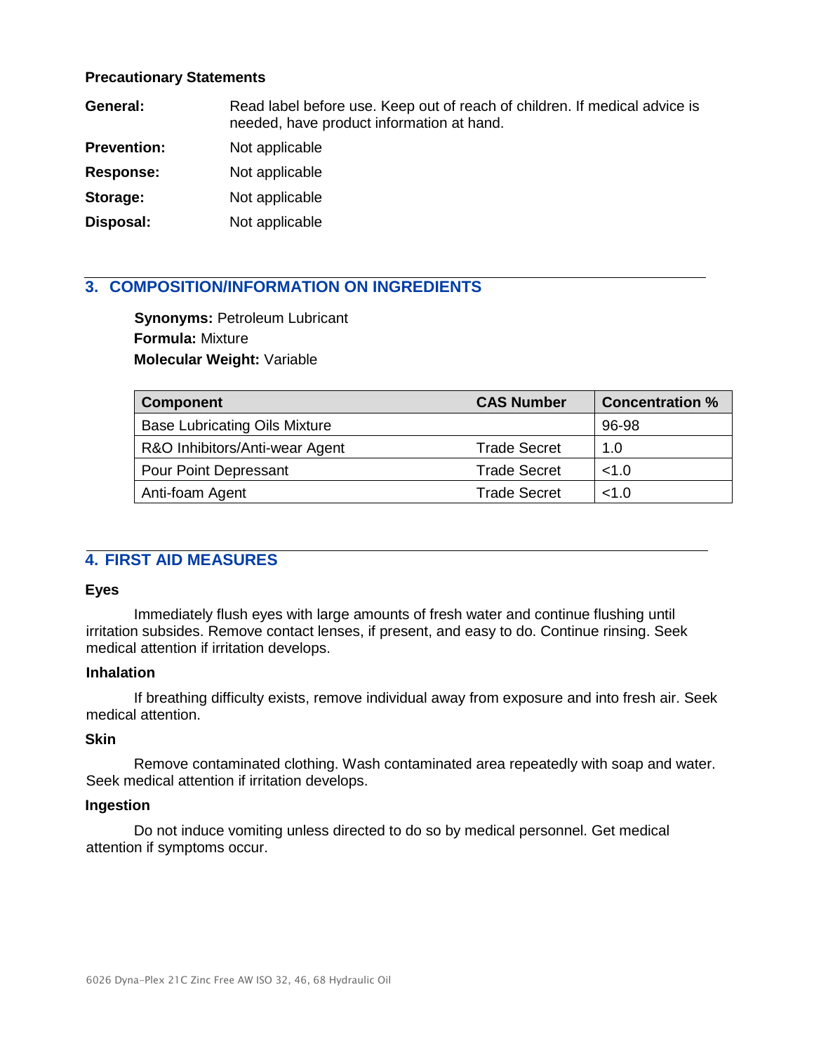**Precautionary Statements**

**General:** Read label before use. Keep out of reach of children. If medical advice is needed, have product information at hand.

**Prevention:** Not applicable

**Response:** Not applicable

**Storage:** Not applicable

**Disposal:** Not applicable

## 3. COMPOSITION/INFORMATION ON INGREDIENTS

**Synonyms:** Petroleum Lubricant

**Formula:** Mixture

**Molecular Weight:** Variable

| Component | CAS Number | Concentration % |
|---|---|---|
| Base Lubricating Oils Mixture | | 96-98 |
| R&O Inhibitors/Anti-wear Agent | Trade Secret | 1.0 |
| Pour Point Depressant | Trade Secret | <1.0 |
| Anti-foam Agent | Trade Secret | <1.0 |

## 4. FIRST AID MEASURES

### Eyes

Immediately flush eyes with large amounts of fresh water and continue flushing until irritation subsides. Remove contact lenses, if present, and easy to do. Continue rinsing. Seek medical attention if irritation develops.

### Inhalation

If breathing difficulty exists, remove individual away from exposure and into fresh air. Seek medical attention.

### Skin

Remove contaminated clothing. Wash contaminated area repeatedly with soap and water. Seek medical attention if irritation develops.

### Ingestion

Do not induce vomiting unless directed to do so by medical personnel. Get medical attention if symptoms occur.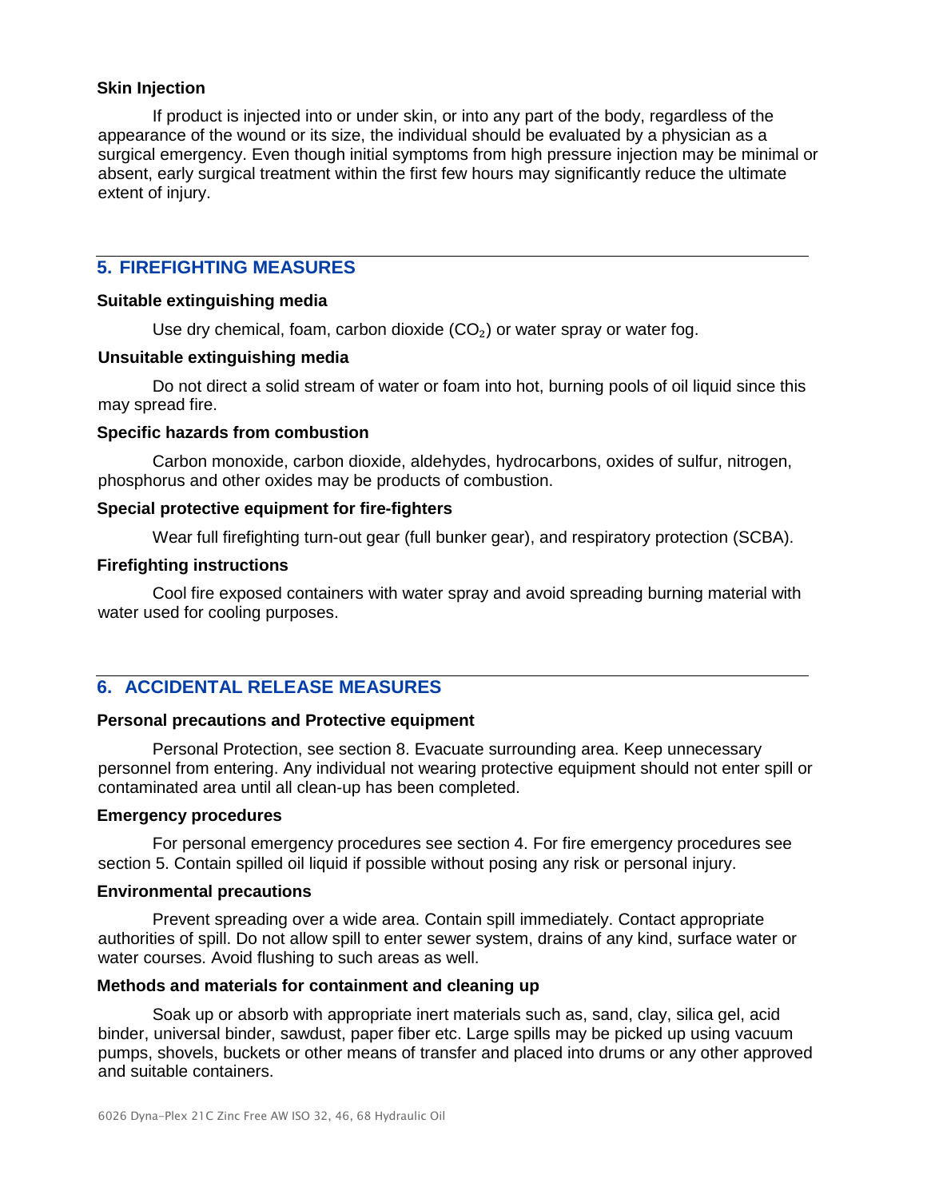### Skin Injection

If product is injected into or under skin, or into any part of the body, regardless of the appearance of the wound or its size, the individual should be evaluated by a physician as a surgical emergency. Even though initial symptoms from high pressure injection may be minimal or absent, early surgical treatment within the first few hours may significantly reduce the ultimate extent of injury.

## 5. FIREFIGHTING MEASURES

### Suitable extinguishing media

Use dry chemical, foam, carbon dioxide ($CO_2$) or water spray or water fog.

### Unsuitable extinguishing media

Do not direct a solid stream of water or foam into hot, burning pools of oil liquid since this may spread fire.

### Specific hazards from combustion

Carbon monoxide, carbon dioxide, aldehydes, hydrocarbons, oxides of sulfur, nitrogen, phosphorus and other oxides may be products of combustion.

### Special protective equipment for fire-fighters

Wear full firefighting turn-out gear (full bunker gear), and respiratory protection (SCBA).

### Firefighting instructions

Cool fire exposed containers with water spray and avoid spreading burning material with water used for cooling purposes.

## 6. ACCIDENTAL RELEASE MEASURES

### Personal precautions and Protective equipment

Personal Protection, see section 8. Evacuate surrounding area. Keep unnecessary personnel from entering. Any individual not wearing protective equipment should not enter spill or contaminated area until all clean-up has been completed.

### Emergency procedures

For personal emergency procedures see section 4. For fire emergency procedures see section 5. Contain spilled oil liquid if possible without posing any risk or personal injury.

### Environmental precautions

Prevent spreading over a wide area. Contain spill immediately. Contact appropriate authorities of spill. Do not allow spill to enter sewer system, drains of any kind, surface water or water courses. Avoid flushing to such areas as well.

### Methods and materials for containment and cleaning up

Soak up or absorb with appropriate inert materials such as, sand, clay, silica gel, acid binder, universal binder, sawdust, paper fiber etc. Large spills may be picked up using vacuum pumps, shovels, buckets or other means of transfer and placed into drums or any other approved and suitable containers.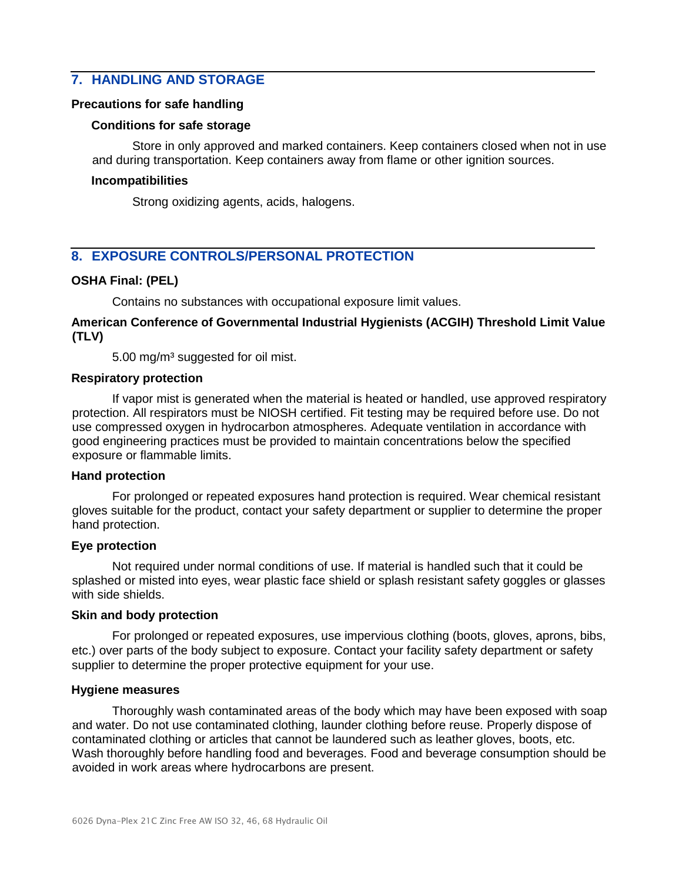## 7. HANDLING AND STORAGE

**Precautions for safe handling**

**Conditions for safe storage**

Store in only approved and marked containers. Keep containers closed when not in use and during transportation. Keep containers away from flame or other ignition sources.

**Incompatibilities**

Strong oxidizing agents, acids, halogens.

## 8. EXPOSURE CONTROLS/PERSONAL PROTECTION

**OSHA Final: (PEL)**

Contains no substances with occupational exposure limit values.

**American Conference of Governmental Industrial Hygienists (ACGIH) Threshold Limit Value (TLV)**

5.00 mg/m³ suggested for oil mist.

**Respiratory protection**

If vapor mist is generated when the material is heated or handled, use approved respiratory protection. All respirators must be NIOSH certified. Fit testing may be required before use. Do not use compressed oxygen in hydrocarbon atmospheres. Adequate ventilation in accordance with good engineering practices must be provided to maintain concentrations below the specified exposure or flammable limits.

**Hand protection**

For prolonged or repeated exposures hand protection is required. Wear chemical resistant gloves suitable for the product, contact your safety department or supplier to determine the proper hand protection.

**Eye protection**

Not required under normal conditions of use. If material is handled such that it could be splashed or misted into eyes, wear plastic face shield or splash resistant safety goggles or glasses with side shields.

**Skin and body protection**

For prolonged or repeated exposures, use impervious clothing (boots, gloves, aprons, bibs, etc.) over parts of the body subject to exposure. Contact your facility safety department or safety supplier to determine the proper protective equipment for your use.

**Hygiene measures**

Thoroughly wash contaminated areas of the body which may have been exposed with soap and water. Do not use contaminated clothing, launder clothing before reuse. Properly dispose of contaminated clothing or articles that cannot be laundered such as leather gloves, boots, etc. Wash thoroughly before handling food and beverages. Food and beverage consumption should be avoided in work areas where hydrocarbons are present.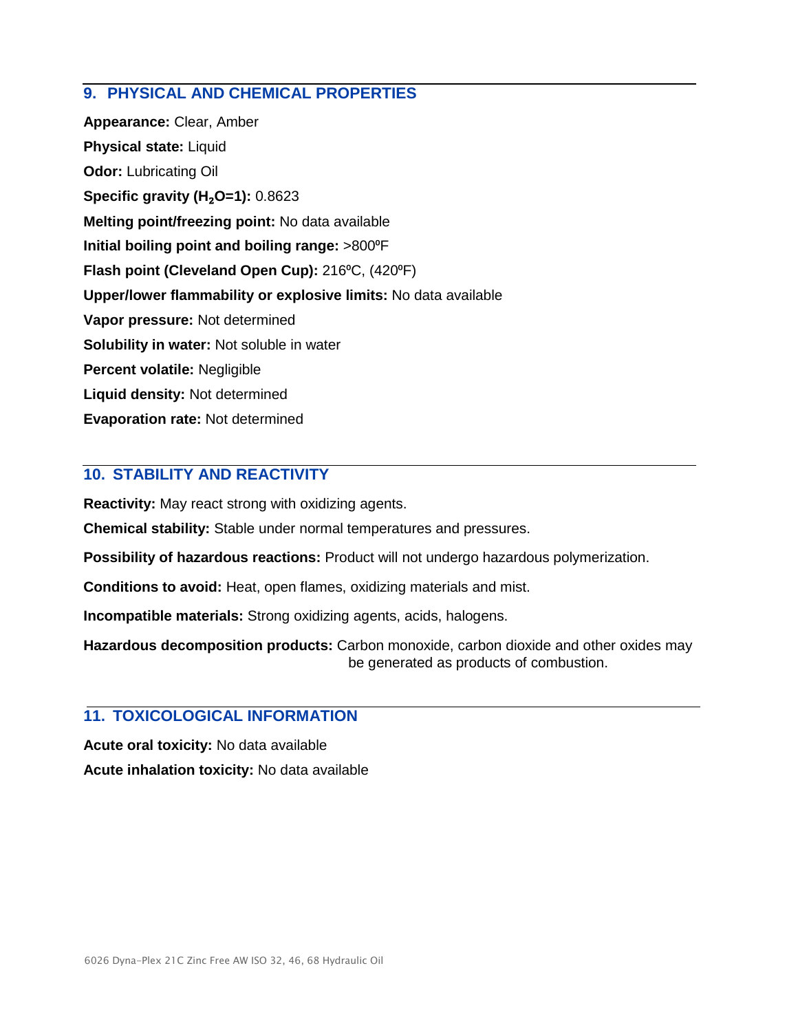## 9. PHYSICAL AND CHEMICAL PROPERTIES

**Appearance:** Clear, Amber

**Physical state:** Liquid

**Odor:** Lubricating Oil

**Specific gravity ($H_2O$=1):** 0.8623

**Melting point/freezing point:** No data available

**Initial boiling point and boiling range:** >800ºF

**Flash point (Cleveland Open Cup):** 216ºC, (420ºF)

**Upper/lower flammability or explosive limits:** No data available

**Vapor pressure:** Not determined

**Solubility in water:** Not soluble in water

**Percent volatile:** Negligible

**Liquid density:** Not determined

**Evaporation rate:** Not determined

## 10. STABILITY AND REACTIVITY

**Reactivity:** May react strong with oxidizing agents.

**Chemical stability:** Stable under normal temperatures and pressures.

**Possibility of hazardous reactions:** Product will not undergo hazardous polymerization.

**Conditions to avoid:** Heat, open flames, oxidizing materials and mist.

**Incompatible materials:** Strong oxidizing agents, acids, halogens.

**Hazardous decomposition products:** Carbon monoxide, carbon dioxide and other oxides may be generated as products of combustion.

## 11. TOXICOLOGICAL INFORMATION

**Acute oral toxicity:** No data available

**Acute inhalation toxicity:** No data available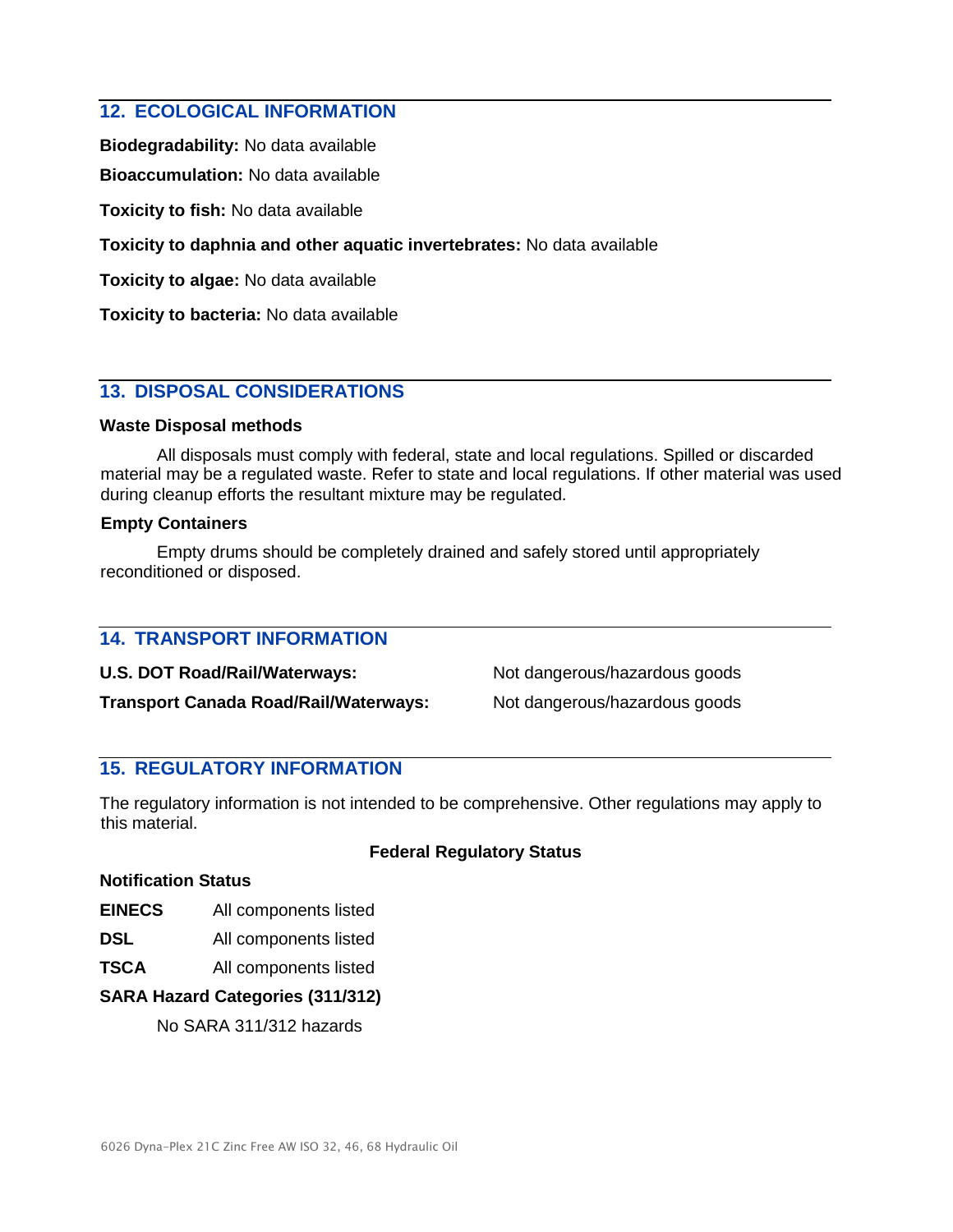## 12. ECOLOGICAL INFORMATION

**Biodegradability:** No data available

**Bioaccumulation:** No data available

**Toxicity to fish:** No data available

**Toxicity to daphnia and other aquatic invertebrates:** No data available

**Toxicity to algae:** No data available

**Toxicity to bacteria:** No data available

## 13. DISPOSAL CONSIDERATIONS

**Waste Disposal methods**

All disposals must comply with federal, state and local regulations. Spilled or discarded material may be a regulated waste. Refer to state and local regulations. If other material was used during cleanup efforts the resultant mixture may be regulated.

**Empty Containers**

Empty drums should be completely drained and safely stored until appropriately reconditioned or disposed.

## 14. TRANSPORT INFORMATION

| | |
|---|---|
| **U.S. DOT Road/Rail/Waterways:** | Not dangerous/hazardous goods |
| **Transport Canada Road/Rail/Waterways:** | Not dangerous/hazardous goods |

## 15. REGULATORY INFORMATION

The regulatory information is not intended to be comprehensive. Other regulations may apply to this material.

**Federal Regulatory Status**

**Notification Status**

| | |
|---|---|
| **EINECS** | All components listed |
| **DSL** | All components listed |
| **TSCA** | All components listed |

**SARA Hazard Categories (311/312)**

No SARA 311/312 hazards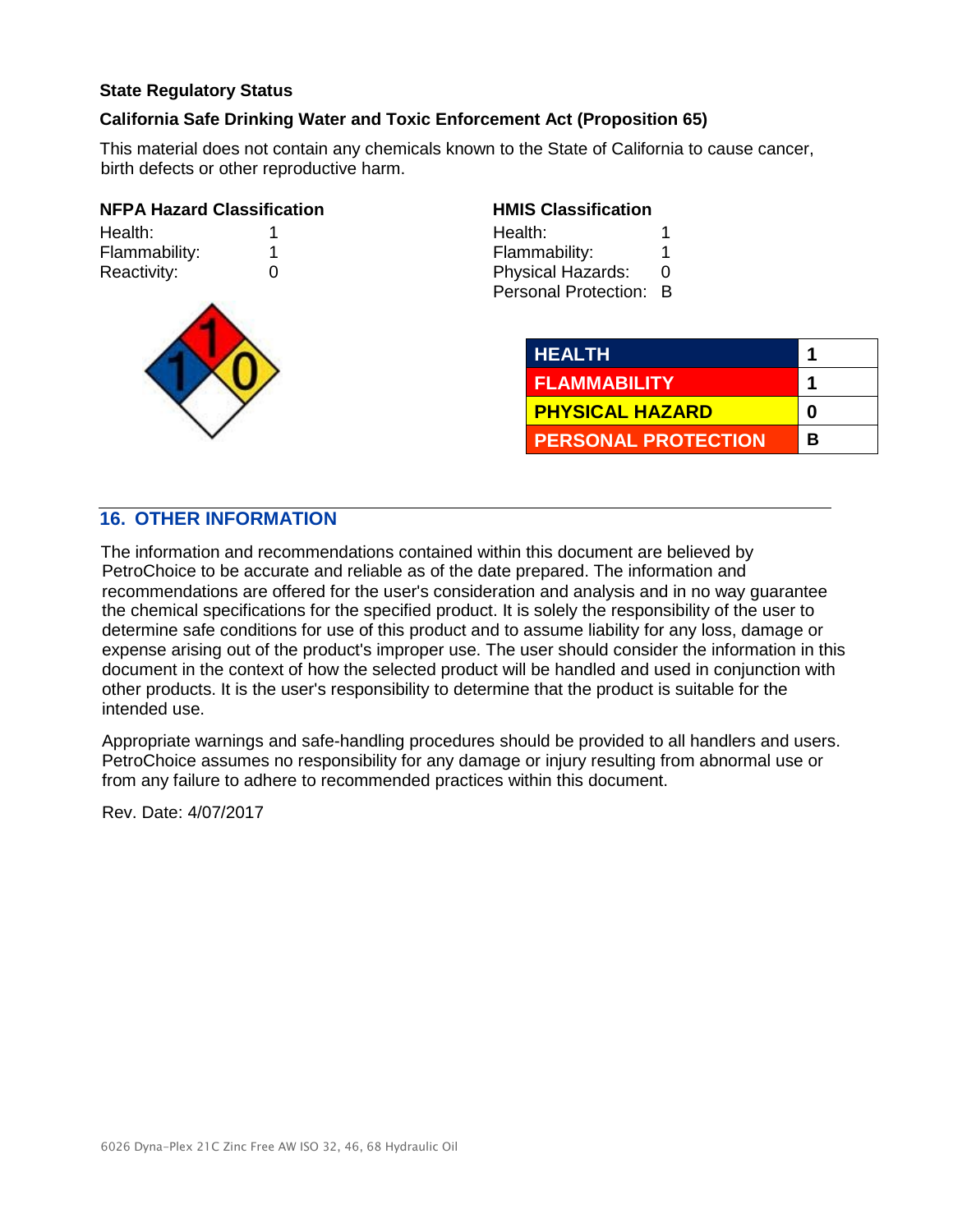**State Regulatory Status**

**California Safe Drinking Water and Toxic Enforcement Act (Proposition 65)**

This material does not contain any chemicals known to the State of California to cause cancer, birth defects or other reproductive harm.

**NFPA Hazard Classification**

| | |
|---|---|
| Health: | 1 |
| Flammability: | 1 |
| Reactivity: | 0 |

**HMIS Classification**

| | |
|---|---|
| Health: | 1 |
| Flammability: | 1 |
| Physical Hazards: | 0 |
| Personal Protection: | B |

| | |
|---|---|
| HEALTH | 1 |
| FLAMMABILITY | 1 |
| PHYSICAL HAZARD | 0 |
| PERSONAL PROTECTION | B |

## 16. OTHER INFORMATION

The information and recommendations contained within this document are believed by PetroChoice to be accurate and reliable as of the date prepared. The information and recommendations are offered for the user's consideration and analysis and in no way guarantee the chemical specifications for the specified product. It is solely the responsibility of the user to determine safe conditions for use of this product and to assume liability for any loss, damage or expense arising out of the product's improper use. The user should consider the information in this document in the context of how the selected product will be handled and used in conjunction with other products. It is the user's responsibility to determine that the product is suitable for the intended use.

Appropriate warnings and safe-handling procedures should be provided to all handlers and users. PetroChoice assumes no responsibility for any damage or injury resulting from abnormal use or from any failure to adhere to recommended practices within this document.

Rev. Date: 4/07/2017